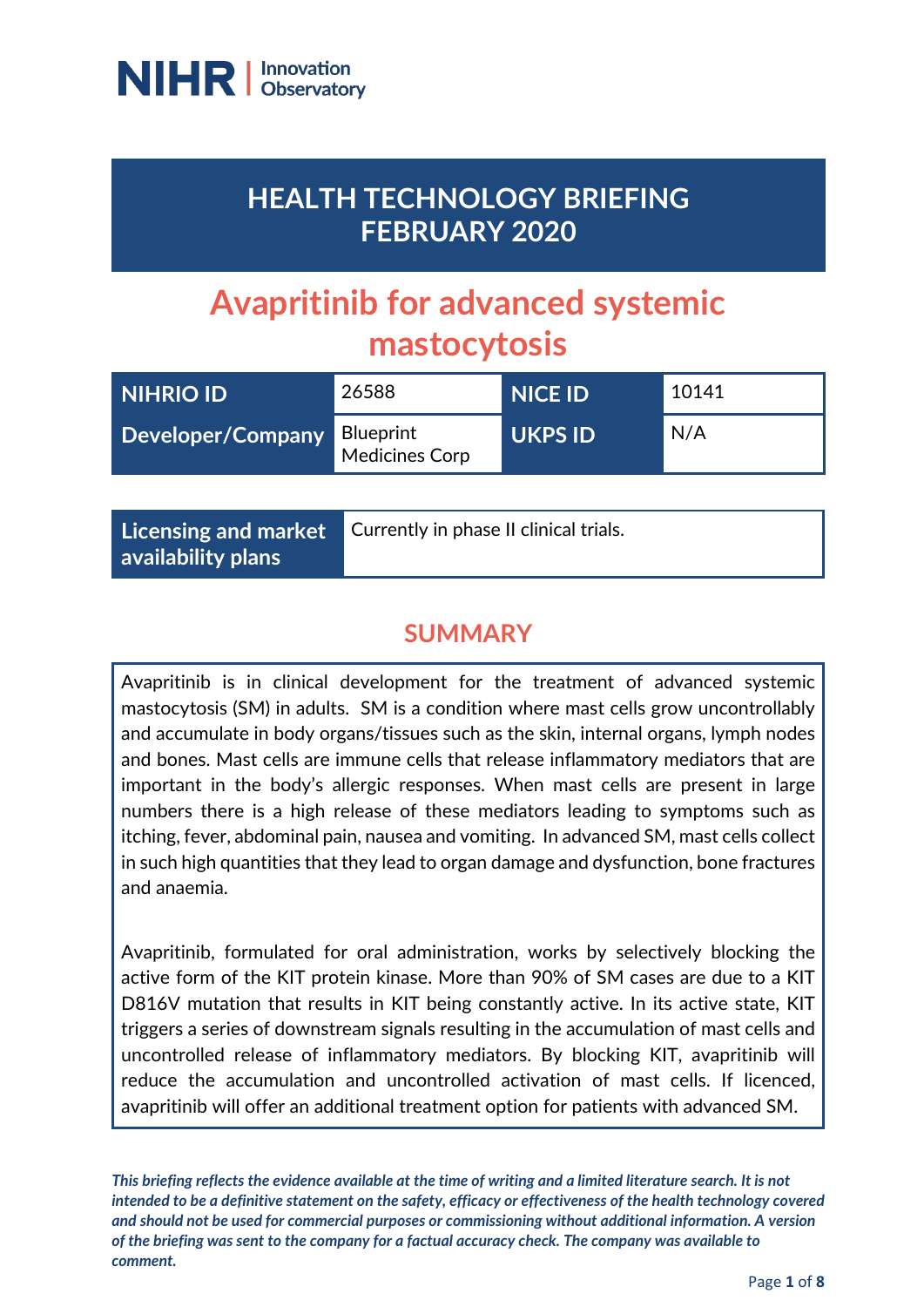NIHR | Innovation Observatory

# HEALTH TECHNOLOGY BRIEFING FEBRUARY 2020

# Avapritinib for advanced systemic mastocytosis

| NIHRIO ID | 26588 | NICE ID | 10141 |
|---|---|---|---|
| Developer/Company | Blueprint Medicines Corp | UKPS ID | N/A |

| Licensing and market availability plans | Currently in phase II clinical trials. |
|---|---|

## SUMMARY

Avapritinib is in clinical development for the treatment of advanced systemic mastocytosis (SM) in adults. SM is a condition where mast cells grow uncontrollably and accumulate in body organs/tissues such as the skin, internal organs, lymph nodes and bones. Mast cells are immune cells that release inflammatory mediators that are important in the body's allergic responses. When mast cells are present in large numbers there is a high release of these mediators leading to symptoms such as itching, fever, abdominal pain, nausea and vomiting. In advanced SM, mast cells collect in such high quantities that they lead to organ damage and dysfunction, bone fractures and anaemia.

Avapritinib, formulated for oral administration, works by selectively blocking the active form of the KIT protein kinase. More than 90% of SM cases are due to a KIT D816V mutation that results in KIT being constantly active. In its active state, KIT triggers a series of downstream signals resulting in the accumulation of mast cells and uncontrolled release of inflammatory mediators. By blocking KIT, avapritinib will reduce the accumulation and uncontrolled activation of mast cells. If licenced, avapritinib will offer an additional treatment option for patients with advanced SM.

*This briefing reflects the evidence available at the time of writing and a limited literature search. It is not intended to be a definitive statement on the safety, efficacy or effectiveness of the health technology covered and should not be used for commercial purposes or commissioning without additional information. A version of the briefing was sent to the company for a factual accuracy check. The company was available to comment.*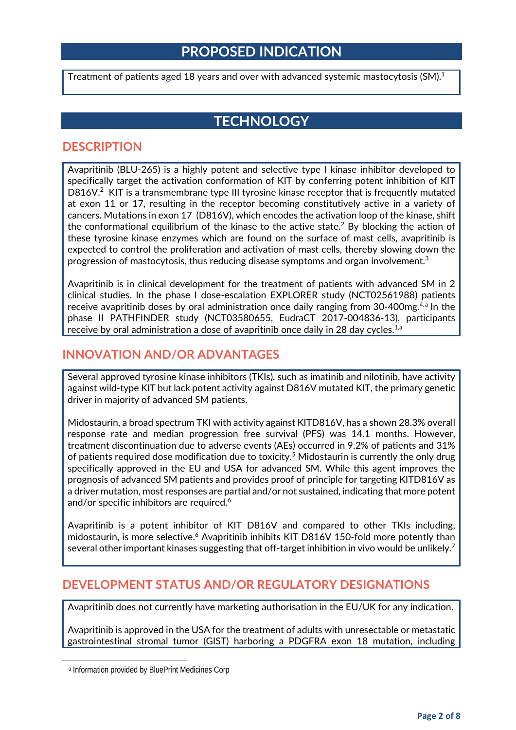## PROPOSED INDICATION

Treatment of patients aged 18 years and over with advanced systemic mastocytosis (SM).[1]

## TECHNOLOGY

### DESCRIPTION

Avapritinib (BLU-265) is a highly potent and selective type I kinase inhibitor developed to specifically target the activation conformation of KIT by conferring potent inhibition of KIT D816V.[2] KIT is a transmembrane type III tyrosine kinase receptor that is frequently mutated at exon 11 or 17, resulting in the receptor becoming constitutively active in a variety of cancers. Mutations in exon 17 (D816V), which encodes the activation loop of the kinase, shift the conformational equilibrium of the kinase to the active state.[2] By blocking the action of these tyrosine kinase enzymes which are found on the surface of mast cells, avapritinib is expected to control the proliferation and activation of mast cells, thereby slowing down the progression of mastocytosis, thus reducing disease symptoms and organ involvement.[3]

Avapritinib is in clinical development for the treatment of patients with advanced SM in 2 clinical studies. In the phase I dose-escalation EXPLORER study (NCT02561988) patients receive avapritinib doses by oral administration once daily ranging from 30-400mg.[4,a] In the phase II PATHFINDER study (NCT03580655, EudraCT 2017-004836-13), participants receive by oral administration a dose of avapritinib once daily in 28 day cycles.[1,a]

### INNOVATION AND/OR ADVANTAGES

Several approved tyrosine kinase inhibitors (TKIs), such as imatinib and nilotinib, have activity against wild-type KIT but lack potent activity against D816V mutated KIT, the primary genetic driver in majority of advanced SM patients.

Midostaurin, a broad spectrum TKI with activity against KITD816V, has a shown 28.3% overall response rate and median progression free survival (PFS) was 14.1 months. However, treatment discontinuation due to adverse events (AEs) occurred in 9.2% of patients and 31% of patients required dose modification due to toxicity.[5] Midostaurin is currently the only drug specifically approved in the EU and USA for advanced SM. While this agent improves the prognosis of advanced SM patients and provides proof of principle for targeting KITD816V as a driver mutation, most responses are partial and/or not sustained, indicating that more potent and/or specific inhibitors are required.[6]

Avapritinib is a potent inhibitor of KIT D816V and compared to other TKIs including, midostaurin, is more selective.[6] Avapritinib inhibits KIT D816V 150-fold more potently than several other important kinases suggesting that off-target inhibition in vivo would be unlikely.[7]

### DEVELOPMENT STATUS AND/OR REGULATORY DESIGNATIONS

Avapritinib does not currently have marketing authorisation in the EU/UK for any indication.

Avapritinib is approved in the USA for the treatment of adults with unresectable or metastatic gastrointestinal stromal tumor (GIST) harboring a PDGFRA exon 18 mutation, including

[a] Information provided by BluePrint Medicines Corp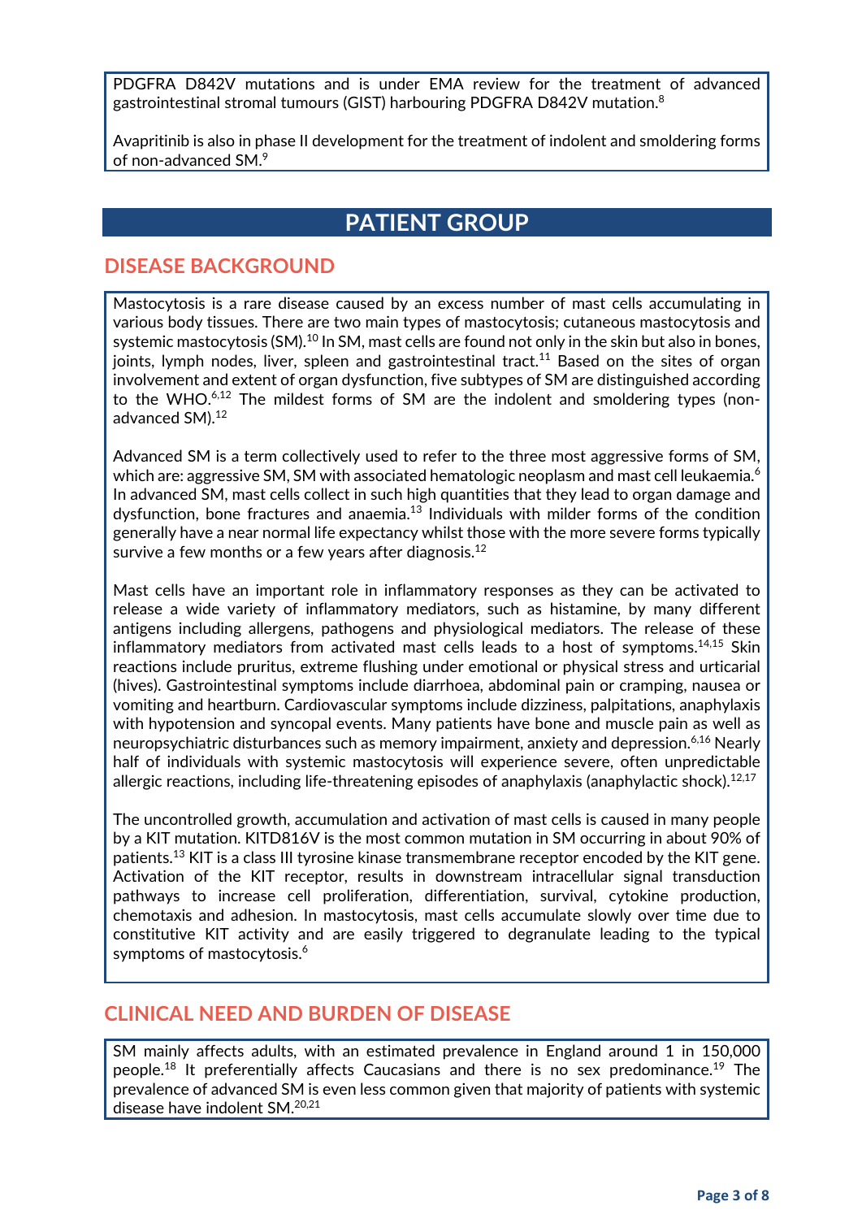PDGFRA D842V mutations and is under EMA review for the treatment of advanced gastrointestinal stromal tumours (GIST) harbouring PDGFRA D842V mutation.[8]

Avapritinib is also in phase II development for the treatment of indolent and smoldering forms of non-advanced SM.[9]

# PATIENT GROUP

## DISEASE BACKGROUND

Mastocytosis is a rare disease caused by an excess number of mast cells accumulating in various body tissues. There are two main types of mastocytosis; cutaneous mastocytosis and systemic mastocytosis (SM).[10] In SM, mast cells are found not only in the skin but also in bones, joints, lymph nodes, liver, spleen and gastrointestinal tract.[11] Based on the sites of organ involvement and extent of organ dysfunction, five subtypes of SM are distinguished according to the WHO.[6,12] The mildest forms of SM are the indolent and smoldering types (non-advanced SM).[12]

Advanced SM is a term collectively used to refer to the three most aggressive forms of SM, which are: aggressive SM, SM with associated hematologic neoplasm and mast cell leukaemia.[6] In advanced SM, mast cells collect in such high quantities that they lead to organ damage and dysfunction, bone fractures and anaemia.[13] Individuals with milder forms of the condition generally have a near normal life expectancy whilst those with the more severe forms typically survive a few months or a few years after diagnosis.[12]

Mast cells have an important role in inflammatory responses as they can be activated to release a wide variety of inflammatory mediators, such as histamine, by many different antigens including allergens, pathogens and physiological mediators. The release of these inflammatory mediators from activated mast cells leads to a host of symptoms.[14,15] Skin reactions include pruritus, extreme flushing under emotional or physical stress and urticarial (hives). Gastrointestinal symptoms include diarrhoea, abdominal pain or cramping, nausea or vomiting and heartburn. Cardiovascular symptoms include dizziness, palpitations, anaphylaxis with hypotension and syncopal events. Many patients have bone and muscle pain as well as neuropsychiatric disturbances such as memory impairment, anxiety and depression.[6,16] Nearly half of individuals with systemic mastocytosis will experience severe, often unpredictable allergic reactions, including life-threatening episodes of anaphylaxis (anaphylactic shock).[12,17]

The uncontrolled growth, accumulation and activation of mast cells is caused in many people by a KIT mutation. KITD816V is the most common mutation in SM occurring in about 90% of patients.[13] KIT is a class III tyrosine kinase transmembrane receptor encoded by the KIT gene. Activation of the KIT receptor, results in downstream intracellular signal transduction pathways to increase cell proliferation, differentiation, survival, cytokine production, chemotaxis and adhesion. In mastocytosis, mast cells accumulate slowly over time due to constitutive KIT activity and are easily triggered to degranulate leading to the typical symptoms of mastocytosis.[6]

## CLINICAL NEED AND BURDEN OF DISEASE

SM mainly affects adults, with an estimated prevalence in England around 1 in 150,000 people.[18] It preferentially affects Caucasians and there is no sex predominance.[19] The prevalence of advanced SM is even less common given that majority of patients with systemic disease have indolent SM.[20,21]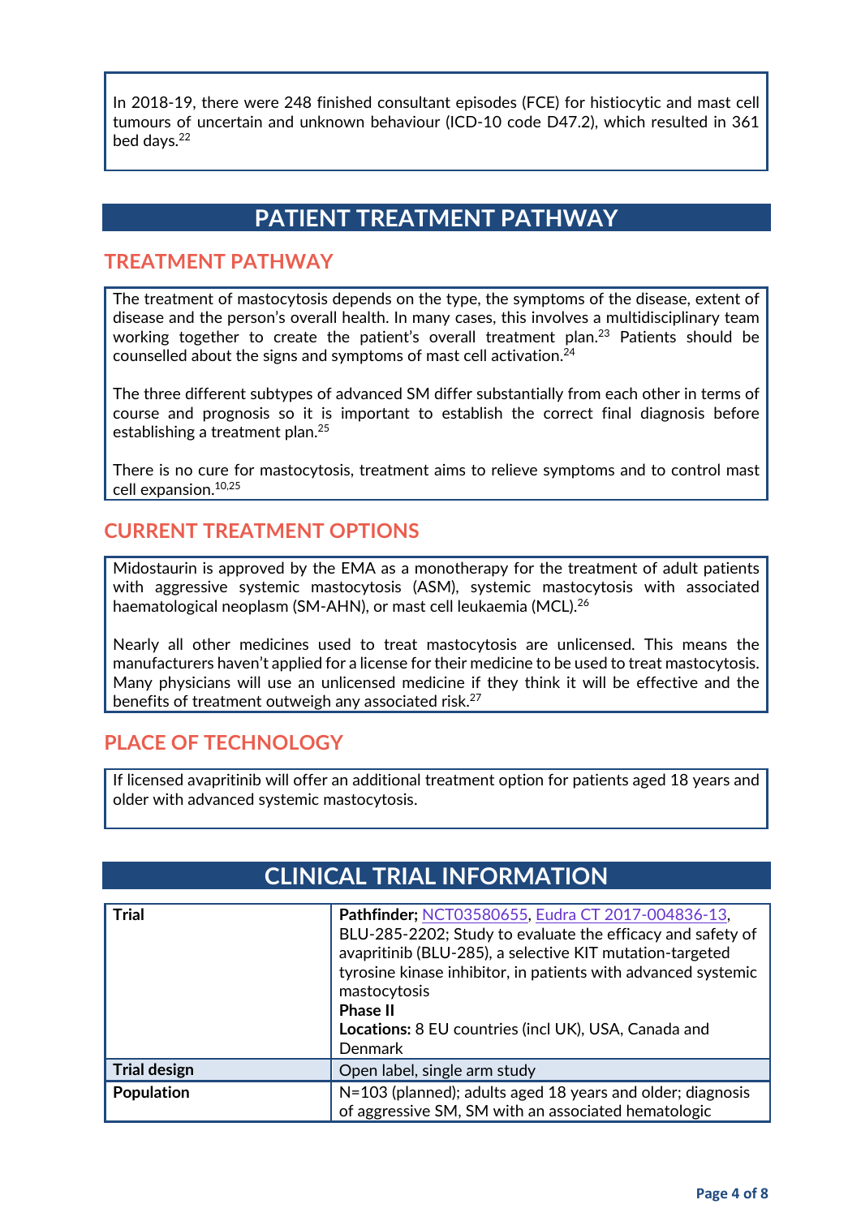In 2018-19, there were 248 finished consultant episodes (FCE) for histiocytic and mast cell tumours of uncertain and unknown behaviour (ICD-10 code D47.2), which resulted in 361 bed days.[22]

# PATIENT TREATMENT PATHWAY

## TREATMENT PATHWAY

The treatment of mastocytosis depends on the type, the symptoms of the disease, extent of disease and the person's overall health. In many cases, this involves a multidisciplinary team working together to create the patient's overall treatment plan.[23] Patients should be counselled about the signs and symptoms of mast cell activation.[24]

The three different subtypes of advanced SM differ substantially from each other in terms of course and prognosis so it is important to establish the correct final diagnosis before establishing a treatment plan.[25]

There is no cure for mastocytosis, treatment aims to relieve symptoms and to control mast cell expansion.[10,25]

## CURRENT TREATMENT OPTIONS

Midostaurin is approved by the EMA as a monotherapy for the treatment of adult patients with aggressive systemic mastocytosis (ASM), systemic mastocytosis with associated haematological neoplasm (SM-AHN), or mast cell leukaemia (MCL).[26]

Nearly all other medicines used to treat mastocytosis are unlicensed. This means the manufacturers haven't applied for a license for their medicine to be used to treat mastocytosis. Many physicians will use an unlicensed medicine if they think it will be effective and the benefits of treatment outweigh any associated risk.[27]

## PLACE OF TECHNOLOGY

If licensed avapritinib will offer an additional treatment option for patients aged 18 years and older with advanced systemic mastocytosis.

# CLINICAL TRIAL INFORMATION

| | |
|---|---|
| **Trial** | **Pathfinder;** NCT03580655, Eudra CT 2017-004836-13, BLU-285-2202; Study to evaluate the efficacy and safety of avapritinib (BLU-285), a selective KIT mutation-targeted tyrosine kinase inhibitor, in patients with advanced systemic mastocytosis<br>**Phase II**<br>**Locations:** 8 EU countries (incl UK), USA, Canada and Denmark |
| **Trial design** | Open label, single arm study |
| **Population** | N=103 (planned); adults aged 18 years and older; diagnosis of aggressive SM, SM with an associated hematologic |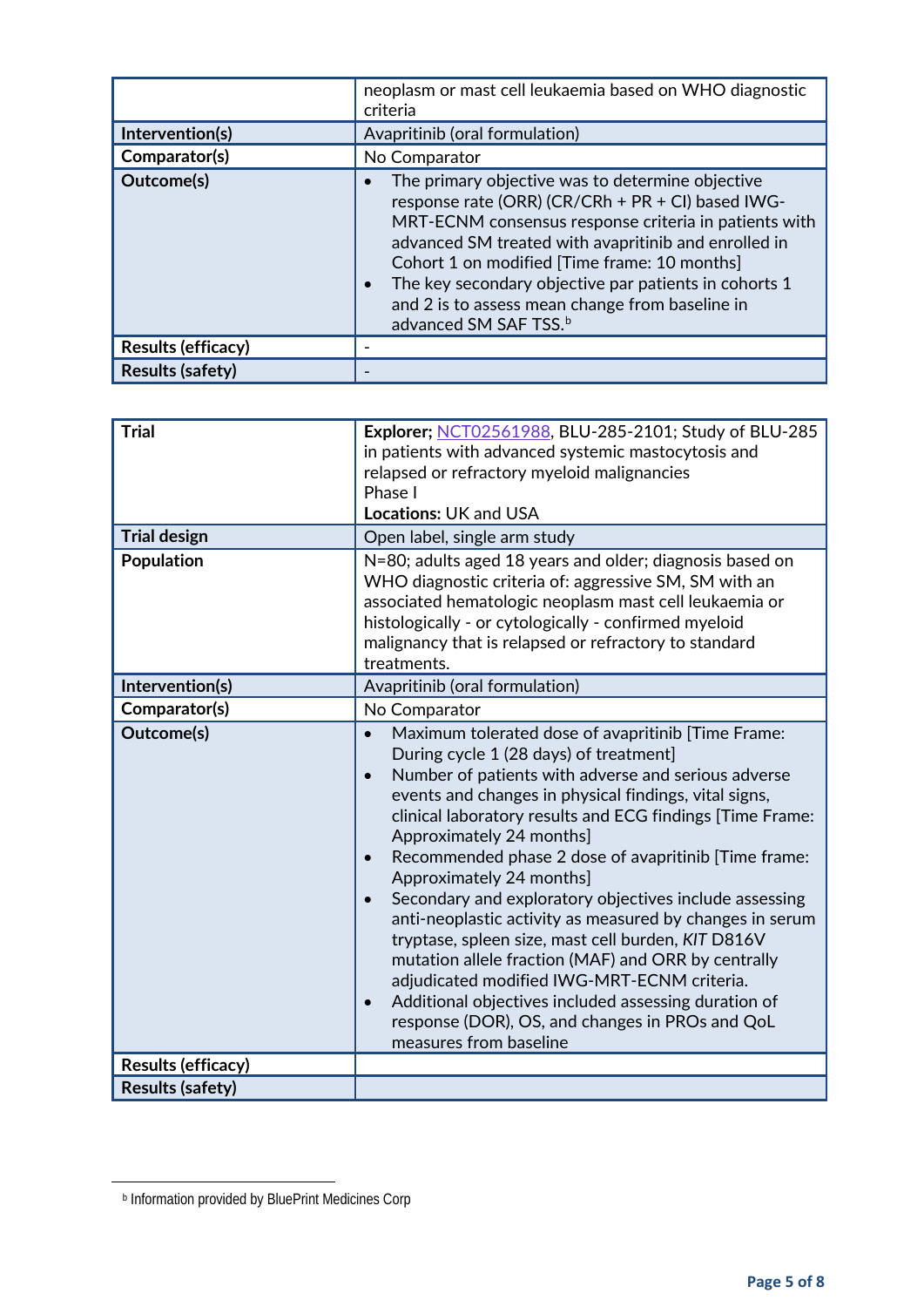| | |
|---|---|
| | neoplasm or mast cell leukaemia based on WHO diagnostic criteria |
| **Intervention(s)** | Avapritinib (oral formulation) |
| **Comparator(s)** | No Comparator |
| **Outcome(s)** | • The primary objective was to determine objective response rate (ORR) (CR/CRh + PR + CI) based IWG-MRT-ECNM consensus response criteria in patients with advanced SM treated with avapritinib and enrolled in Cohort 1 on modified [Time frame: 10 months]<br>• The key secondary objective par patients in cohorts 1 and 2 is to assess mean change from baseline in advanced SM SAF TSS.[b] |
| **Results (efficacy)** | - |
| **Results (safety)** | - |

| | |
|---|---|
| **Trial** | **Explorer;** NCT02561988, BLU-285-2101; Study of BLU-285 in patients with advanced systemic mastocytosis and relapsed or refractory myeloid malignancies<br>Phase I<br>**Locations:** UK and USA |
| **Trial design** | Open label, single arm study |
| **Population** | N=80; adults aged 18 years and older; diagnosis based on WHO diagnostic criteria of: aggressive SM, SM with an associated hematologic neoplasm mast cell leukaemia or histologically - or cytologically - confirmed myeloid malignancy that is relapsed or refractory to standard treatments. |
| **Intervention(s)** | Avapritinib (oral formulation) |
| **Comparator(s)** | No Comparator |
| **Outcome(s)** | • Maximum tolerated dose of avapritinib [Time Frame: During cycle 1 (28 days) of treatment]<br>• Number of patients with adverse and serious adverse events and changes in physical findings, vital signs, clinical laboratory results and ECG findings [Time Frame: Approximately 24 months]<br>• Recommended phase 2 dose of avapritinib [Time frame: Approximately 24 months]<br>• Secondary and exploratory objectives include assessing anti-neoplastic activity as measured by changes in serum tryptase, spleen size, mast cell burden, *KIT* D816V mutation allele fraction (MAF) and ORR by centrally adjudicated modified IWG-MRT-ECNM criteria.<br>• Additional objectives included assessing duration of response (DOR), OS, and changes in PROs and QoL measures from baseline |
| **Results (efficacy)** | |
| **Results (safety)** | |

[b] Information provided by BluePrint Medicines Corp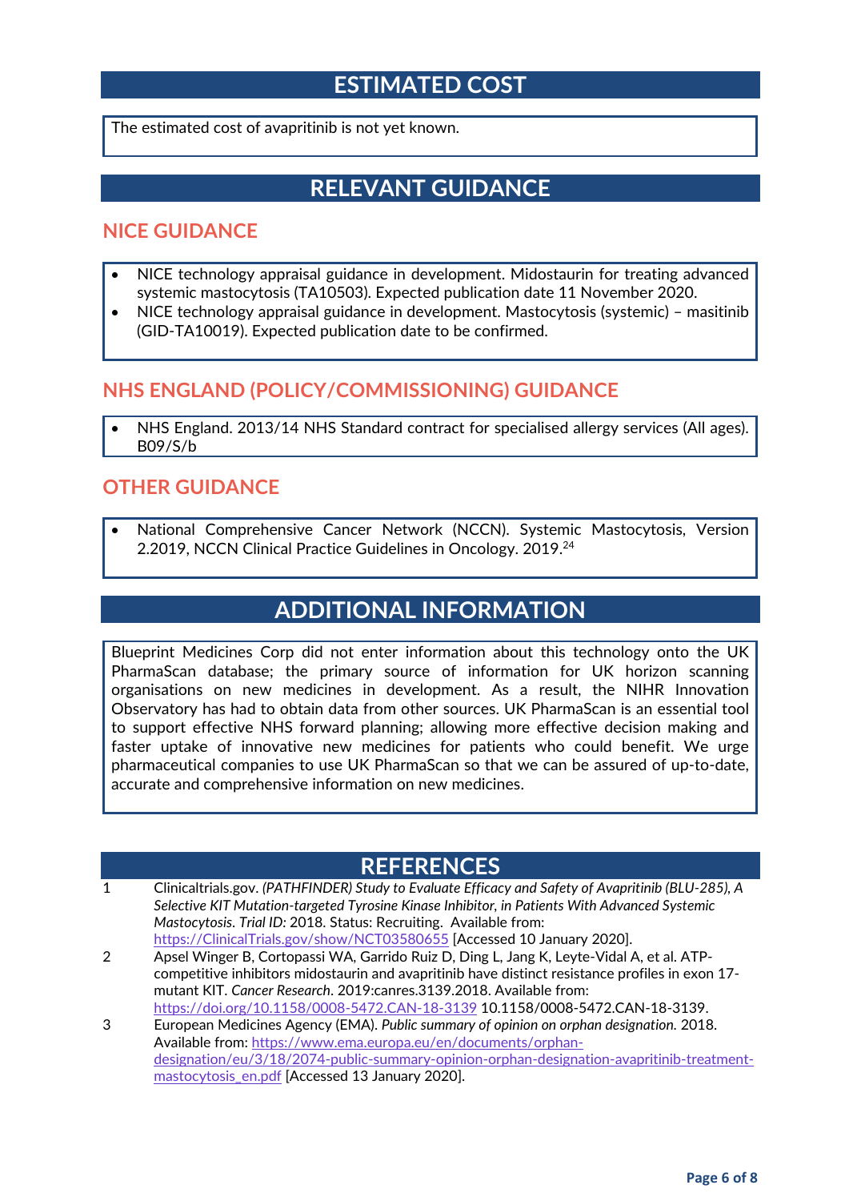## ESTIMATED COST

The estimated cost of avapritinib is not yet known.

## RELEVANT GUIDANCE

### NICE GUIDANCE

- NICE technology appraisal guidance in development. Midostaurin for treating advanced systemic mastocytosis (TA10503). Expected publication date 11 November 2020.
- NICE technology appraisal guidance in development. Mastocytosis (systemic) – masitinib (GID-TA10019). Expected publication date to be confirmed.

### NHS ENGLAND (POLICY/COMMISSIONING) GUIDANCE

- NHS England. 2013/14 NHS Standard contract for specialised allergy services (All ages). B09/S/b

### OTHER GUIDANCE

- National Comprehensive Cancer Network (NCCN). Systemic Mastocytosis, Version 2.2019, NCCN Clinical Practice Guidelines in Oncology. 2019.[24]

## ADDITIONAL INFORMATION

Blueprint Medicines Corp did not enter information about this technology onto the UK PharmaScan database; the primary source of information for UK horizon scanning organisations on new medicines in development. As a result, the NIHR Innovation Observatory has had to obtain data from other sources. UK PharmaScan is an essential tool to support effective NHS forward planning; allowing more effective decision making and faster uptake of innovative new medicines for patients who could benefit. We urge pharmaceutical companies to use UK PharmaScan so that we can be assured of up-to-date, accurate and comprehensive information on new medicines.

## REFERENCES

1. Clinicaltrials.gov. *(PATHFINDER) Study to Evaluate Efficacy and Safety of Avapritinib (BLU-285), A Selective KIT Mutation-targeted Tyrosine Kinase Inhibitor, in Patients With Advanced Systemic Mastocytosis. Trial ID:* 2018. Status: Recruiting. Available from: https://ClinicalTrials.gov/show/NCT03580655 [Accessed 10 January 2020].
2. Apsel Winger B, Cortopassi WA, Garrido Ruiz D, Ding L, Jang K, Leyte-Vidal A, et al. ATP-competitive inhibitors midostaurin and avapritinib have distinct resistance profiles in exon 17-mutant KIT. *Cancer Research*. 2019:canres.3139.2018. Available from: https://doi.org/10.1158/0008-5472.CAN-18-3139 10.1158/0008-5472.CAN-18-3139.
3. European Medicines Agency (EMA). *Public summary of opinion on orphan designation.* 2018. Available from: https://www.ema.europa.eu/en/documents/orphan-designation/eu/3/18/2074-public-summary-opinion-orphan-designation-avapritinib-treatment-mastocytosis_en.pdf [Accessed 13 January 2020].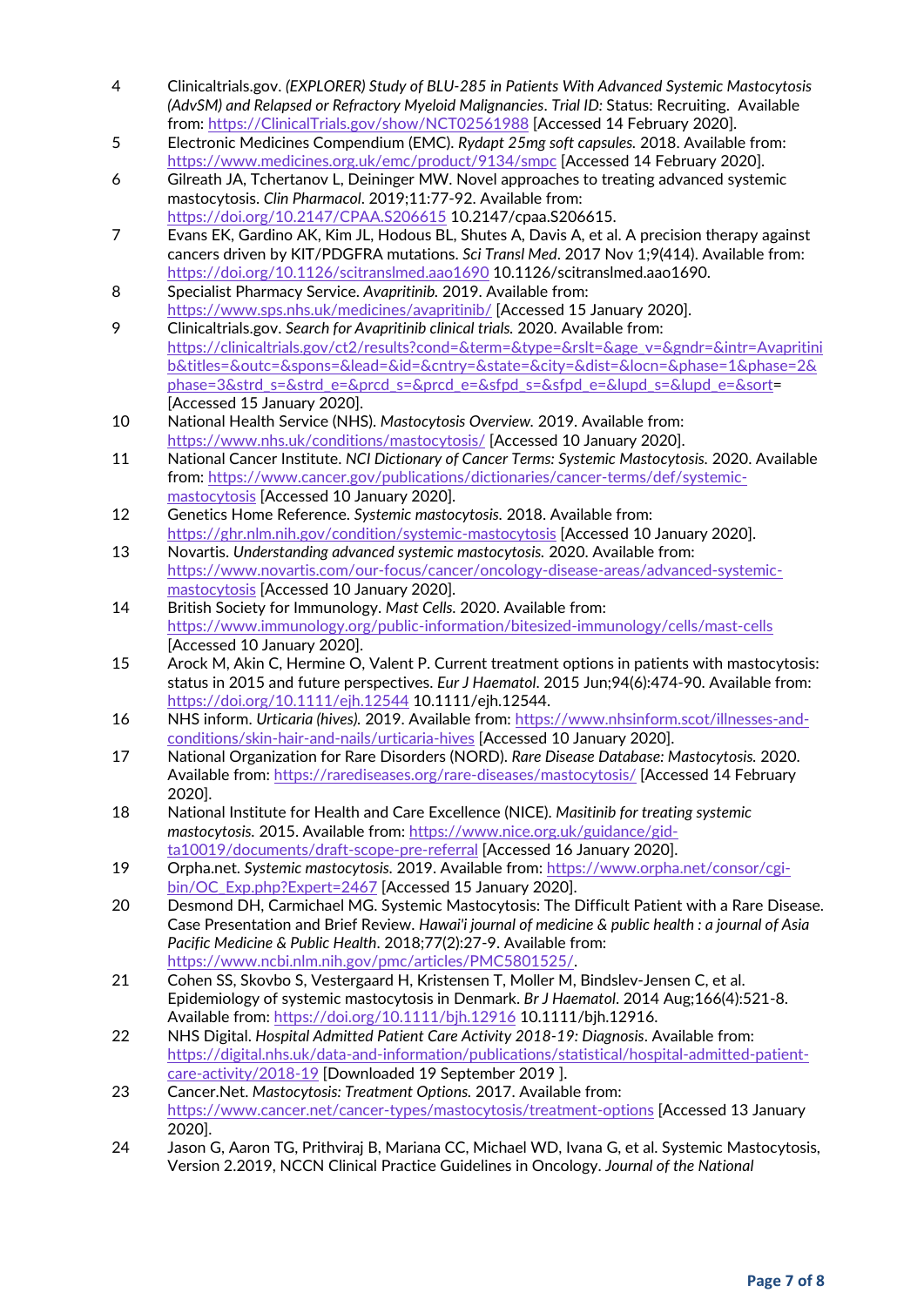4. Clinicaltrials.gov. *(EXPLORER) Study of BLU-285 in Patients With Advanced Systemic Mastocytosis (AdvSM) and Relapsed or Refractory Myeloid Malignancies*. *Trial ID:* Status: Recruiting. Available from: https://ClinicalTrials.gov/show/NCT02561988 [Accessed 14 February 2020].
5. Electronic Medicines Compendium (EMC). *Rydapt 25mg soft capsules.* 2018. Available from: https://www.medicines.org.uk/emc/product/9134/smpc [Accessed 14 February 2020].
6. Gilreath JA, Tchertanov L, Deininger MW. Novel approaches to treating advanced systemic mastocytosis. *Clin Pharmacol*. 2019;11:77-92. Available from: https://doi.org/10.2147/CPAA.S206615 10.2147/cpaa.S206615.
7. Evans EK, Gardino AK, Kim JL, Hodous BL, Shutes A, Davis A, et al. A precision therapy against cancers driven by KIT/PDGFRA mutations. *Sci Transl Med*. 2017 Nov 1;9(414). Available from: https://doi.org/10.1126/scitranslmed.aao1690 10.1126/scitranslmed.aao1690.
8. Specialist Pharmacy Service. *Avapritinib.* 2019. Available from: https://www.sps.nhs.uk/medicines/avapritinib/ [Accessed 15 January 2020].
9. Clinicaltrials.gov. *Search for Avapritinib clinical trials.* 2020. Available from: https://clinicaltrials.gov/ct2/results?cond=&term=&type=&rslt=&age_v=&gndr=&intr=Avapritinib&titles=&outc=&spons=&lead=&id=&cntry=&state=&city=&dist=&locn=&phase=1&phase=2&phase=3&strd_s=&strd_e=&prcd_s=&prcd_e=&sfpd_s=&sfpd_e=&lupd_s=&lupd_e=&sort= [Accessed 15 January 2020].
10. National Health Service (NHS). *Mastocytosis Overview.* 2019. Available from: https://www.nhs.uk/conditions/mastocytosis/ [Accessed 10 January 2020].
11. National Cancer Institute. *NCI Dictionary of Cancer Terms: Systemic Mastocytosis.* 2020. Available from: https://www.cancer.gov/publications/dictionaries/cancer-terms/def/systemic-mastocytosis [Accessed 10 January 2020].
12. Genetics Home Reference. *Systemic mastocytosis.* 2018. Available from: https://ghr.nlm.nih.gov/condition/systemic-mastocytosis [Accessed 10 January 2020].
13. Novartis. *Understanding advanced systemic mastocytosis.* 2020. Available from: https://www.novartis.com/our-focus/cancer/oncology-disease-areas/advanced-systemic-mastocytosis [Accessed 10 January 2020].
14. British Society for Immunology. *Mast Cells.* 2020. Available from: https://www.immunology.org/public-information/bitesized-immunology/cells/mast-cells [Accessed 10 January 2020].
15. Arock M, Akin C, Hermine O, Valent P. Current treatment options in patients with mastocytosis: status in 2015 and future perspectives. *Eur J Haematol*. 2015 Jun;94(6):474-90. Available from: https://doi.org/10.1111/ejh.12544 10.1111/ejh.12544.
16. NHS inform. *Urticaria (hives).* 2019. Available from: https://www.nhsinform.scot/illnesses-and-conditions/skin-hair-and-nails/urticaria-hives [Accessed 10 January 2020].
17. National Organization for Rare Disorders (NORD). *Rare Disease Database: Mastocytosis.* 2020. Available from: https://rarediseases.org/rare-diseases/mastocytosis/ [Accessed 14 February 2020].
18. National Institute for Health and Care Excellence (NICE). *Masitinib for treating systemic mastocytosis.* 2015. Available from: https://www.nice.org.uk/guidance/gid-ta10019/documents/draft-scope-pre-referral [Accessed 16 January 2020].
19. Orpha.net. *Systemic mastocytosis.* 2019. Available from: https://www.orpha.net/consor/cgi-bin/OC_Exp.php?Expert=2467 [Accessed 15 January 2020].
20. Desmond DH, Carmichael MG. Systemic Mastocytosis: The Difficult Patient with a Rare Disease. Case Presentation and Brief Review. *Hawai'i journal of medicine & public health : a journal of Asia Pacific Medicine & Public Health*. 2018;77(2):27-9. Available from: https://www.ncbi.nlm.nih.gov/pmc/articles/PMC5801525/.
21. Cohen SS, Skovbo S, Vestergaard H, Kristensen T, Moller M, Bindslev-Jensen C, et al. Epidemiology of systemic mastocytosis in Denmark. *Br J Haematol*. 2014 Aug;166(4):521-8. Available from: https://doi.org/10.1111/bjh.12916 10.1111/bjh.12916.
22. NHS Digital. *Hospital Admitted Patient Care Activity 2018-19: Diagnosis*. Available from: https://digital.nhs.uk/data-and-information/publications/statistical/hospital-admitted-patient-care-activity/2018-19 [Downloaded 19 September 2019 ].
23. Cancer.Net. *Mastocytosis: Treatment Options.* 2017. Available from: https://www.cancer.net/cancer-types/mastocytosis/treatment-options [Accessed 13 January 2020].
24. Jason G, Aaron TG, Prithviraj B, Mariana CC, Michael WD, Ivana G, et al. Systemic Mastocytosis, Version 2.2019, NCCN Clinical Practice Guidelines in Oncology. *Journal of the National*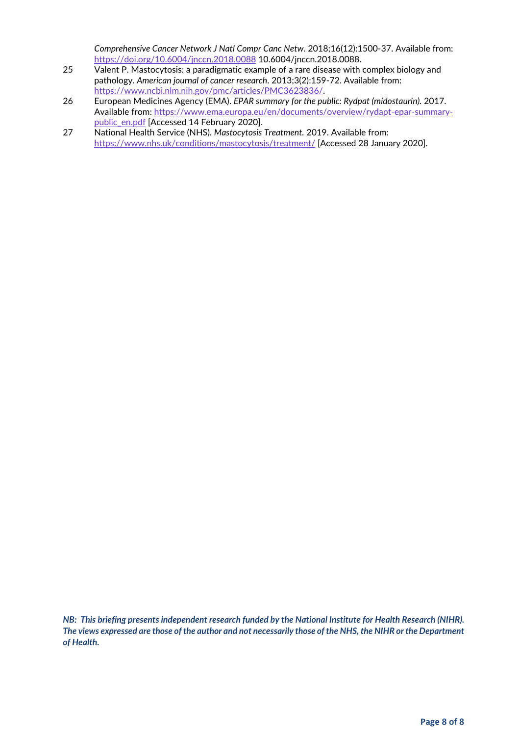*Comprehensive Cancer Network J Natl Compr Canc Netw*. 2018;16(12):1500-37. Available from: https://doi.org/10.6004/jnccn.2018.0088 10.6004/jnccn.2018.0088.

25 Valent P. Mastocytosis: a paradigmatic example of a rare disease with complex biology and pathology. *American journal of cancer research*. 2013;3(2):159-72. Available from: https://www.ncbi.nlm.nih.gov/pmc/articles/PMC3623836/.

26 European Medicines Agency (EMA). *EPAR summary for the public: Rydpat (midostaurin).* 2017. Available from: https://www.ema.europa.eu/en/documents/overview/rydapt-epar-summary-public_en.pdf [Accessed 14 February 2020].

27 National Health Service (NHS). *Mastocytosis Treatment.* 2019. Available from: https://www.nhs.uk/conditions/mastocytosis/treatment/ [Accessed 28 January 2020].

***NB: This briefing presents independent research funded by the National Institute for Health Research (NIHR). The views expressed are those of the author and not necessarily those of the NHS, the NIHR or the Department of Health.***